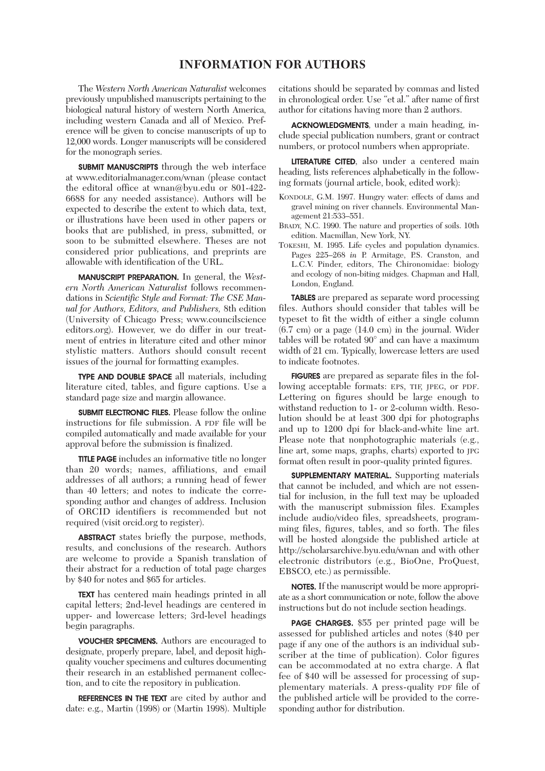# INFORMATION FOR AUTHORS

The *Western North American Naturalist* welcomes previously unpublished manuscripts pertaining to the biological natural history of western North America, including western Canada and all of Mexico. Preference will be given to concise manuscripts of up to 12,000 words. Longer manuscripts will be considered for the monograph series.

**SUBMIT MANUSCRIPTS** through the web interface at www.editorialmanager.com/wnan (please contact the editoral office at wnan@byu.edu or 801-422-6688 for any needed assistance). Authors will be expected to describe the extent to which data, text, or illustrations have been used in other papers or books that are published, in press, submitted, or soon to be submitted elsewhere. Theses are not considered prior publications, and preprints are allowable with identification of the URL.

**MANUSCRIPT PREPARATION.** In general, the *Western North American Naturalist* follows recommendations in *Scientific Style and Format: The CSE Manual for Authors, Editors, and Publishers,* 8th edition (University of Chicago Press; www.councilscience editors.org). However, we do differ in our treatment of entries in literature cited and other minor stylistic matters. Authors should consult recent issues of the journal for formatting examples.

**TYPE AND DOUBLE SPACE** all materials, including literature cited, tables, and figure captions. Use a standard page size and margin allowance.

**SUBMIT ELECTRONIC FILES.** Please follow the online instructions for file submission. A PDF file will be compiled automatically and made available for your approval before the submission is finalized.

**TITLE PAGE** includes an informative title no longer than 20 words; names, affiliations, and email addresses of all authors; a running head of fewer than 40 letters; and notes to indicate the corresponding author and changes of address. Inclusion of ORCID identifiers is recommended but not required (visit orcid.org to register).

**ABSTRACT** states briefly the purpose, methods, results, and conclusions of the research. Authors are welcome to provide a Spanish translation of their abstract for a reduction of total page charges by $40 for notes and $65 for articles.

**TEXT** has centered main headings printed in all capital letters; 2nd-level headings are centered in upper- and lowercase letters; 3rd-level headings begin paragraphs.

**VOUCHER SPECIMENS.** Authors are encouraged to designate, properly prepare, label, and deposit high-quality voucher specimens and cultures documenting their research in an established permanent collection, and to cite the repository in publication.

**REFERENCES IN THE TEXT** are cited by author and date: e.g., Martin (1998) or (Martin 1998). Multiple citations should be separated by commas and listed in chronological order. Use "et al." after name of first author for citations having more than 2 authors.

**ACKNOWLEDGMENTS**, under a main heading, include special publication numbers, grant or contract numbers, or protocol numbers when appropriate.

**LITERATURE CITED**, also under a centered main heading, lists references alphabetically in the following formats (journal article, book, edited work):

KONDOLE, G.M. 1997. Hungry water: effects of dams and gravel mining on river channels. Environmental Management 21:533–551.

BRADY, N.C. 1990. The nature and properties of soils. 10th edition. Macmillan, New York, NY.

TOKESHI, M. 1995. Life cycles and population dynamics. Pages 225–268 *in* P. Armitage, P.S. Cranston, and L.C.V. Pinder, editors, The Chironomidae: biology and ecology of non-biting midges. Chapman and Hall, London, England.

**TABLES** are prepared as separate word processing files. Authors should consider that tables will be typeset to fit the width of either a single column (6.7 cm) or a page (14.0 cm) in the journal. Wider tables will be rotated 90° and can have a maximum width of 21 cm. Typically, lowercase letters are used to indicate footnotes.

**FIGURES** are prepared as separate files in the following acceptable formats: EPS, TIF, JPEG, or PDF. Lettering on figures should be large enough to withstand reduction to 1- or 2-column width. Resolution should be at least 300 dpi for photographs and up to 1200 dpi for black-and-white line art. Please note that nonphotographic materials (e.g., line art, some maps, graphs, charts) exported to JPG format often result in poor-quality printed figures.

**SUPPLEMENTARY MATERIAL.** Supporting materials that cannot be included, and which are not essential for inclusion, in the full text may be uploaded with the manuscript submission files. Examples include audio/video files, spreadsheets, programming files, figures, tables, and so forth. The files will be hosted alongside the published article at http://scholarsarchive.byu.edu/wnan and with other electronic distributors (e.g., BioOne, ProQuest, EBSCO, etc.) as permissible.

**NOTES.** If the manuscript would be more appropriate as a short communication or note, follow the above instructions but do not include section headings.

**PAGE CHARGES.** $55 per printed page will be assessed for published articles and notes ($40 per page if any one of the authors is an individual subscriber at the time of publication). Color figures can be accommodated at no extra charge. A flat fee of $40 will be assessed for processing of supplementary materials. A press-quality PDF file of the published article will be provided to the corresponding author for distribution.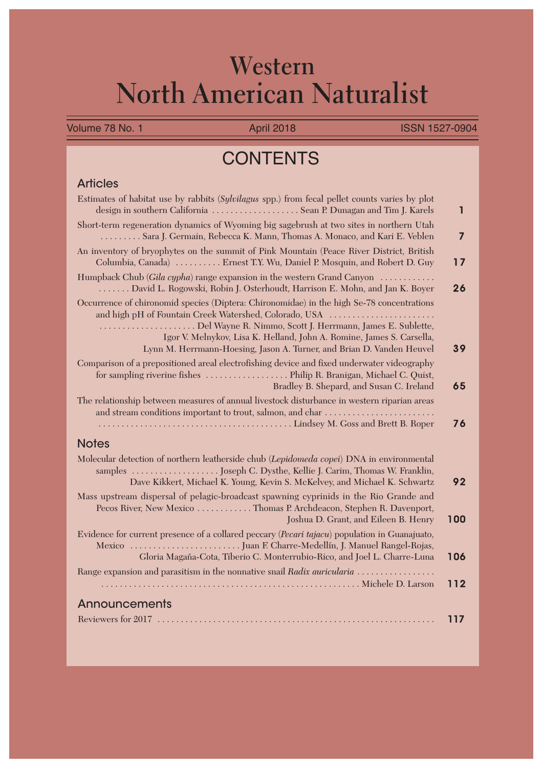# Western North American Naturalist

Volume 78 No. 1 April 2018 ISSN 1527-0904

## CONTENTS

### Articles

Estimates of habitat use by rabbits (*Sylvilagus* spp.) from fecal pellet counts varies by plot design in southern California . . . . . . . . . . . . . . . . . . . Sean P. Dunagan and Tim J. Karels **1**

Short-term regeneration dynamics of Wyoming big sagebrush at two sites in northern Utah . . . . . . . . . Sara J. Germain, Rebecca K. Mann, Thomas A. Monaco, and Kari E. Veblen **7**

An inventory of bryophytes on the summit of Pink Mountain (Peace River District, British Columbia, Canada) . . . . . . . . . . Ernest T.Y. Wu, Daniel P. Mosquin, and Robert D. Guy **17**

Humpback Chub (*Gila cypha*) range expansion in the western Grand Canyon . . . . . . . . . . . . . . . . . . . David L. Rogowski, Robin J. Osterhoudt, Harrison E. Mohn, and Jan K. Boyer **26**

Occurrence of chironomid species (Diptera: Chironomidae) in the high Se-78 concentrations and high pH of Fountain Creek Watershed, Colorado, USA . . . . . . . . . . . . . . . . . . . . . . . . . . . . . . . . . . . . . . . . . . . . . Del Wayne R. Nimmo, Scott J. Herrmann, James E. Sublette, Igor V. Melnykov, Lisa K. Helland, John A. Romine, James S. Carsella, Lynn M. Herrmann-Hoesing, Jason A. Turner, and Brian D. Vanden Heuvel **39**

Comparison of a prepositioned areal electrofishing device and fixed underwater videography for sampling riverine fishes . . . . . . . . . . . . . . . . . . Philip R. Branigan, Michael C. Quist, Bradley B. Shepard, and Susan C. Ireland **65**

The relationship between measures of annual livestock disturbance in western riparian areas and stream conditions important to trout, salmon, and char . . . . . . . . . . . . . . . . . . . . . . . . . . . . . . . . . . . . . . . . . . . . . . . . . . . . . . . . . . . . . . . . Lindsey M. Goss and Brett B. Roper **76**

### Notes

Molecular detection of northern leatherside chub (*Lepidomeda copei*) DNA in environmental samples . . . . . . . . . . . . . . . . . . . Joseph C. Dysthe, Kellie J. Carim, Thomas W. Franklin, Dave Kikkert, Michael K. Young, Kevin S. McKelvey, and Michael K. Schwartz **92**

Mass upstream dispersal of pelagic-broadcast spawning cyprinids in the Rio Grande and Pecos River, New Mexico . . . . . . . . . . . . Thomas P. Archdeacon, Stephen R. Davenport, Joshua D. Grant, and Eileen B. Henry **100**

Evidence for current presence of a collared peccary (*Pecari tajacu*) population in Guanajuato, Mexico . . . . . . . . . . . . . . . . . . . . . . . . Juan F. Charre-Medellín, J. Manuel Rangel-Rojas, Gloria Magaña-Cota, Tiberio C. Monterrubio-Rico, and Joel L. Charre-Luna **106**

Range expansion and parasitism in the nonnative snail *Radix auricularia* . . . . . . . . . . . . . . . . . . . . . . . . . . . . . . . . . . . . . . . . . . . . . . . . . . . . . . . . . . . . . . . . . . . . . . . . . . . . Michele D. Larson **112**

### Announcements

Reviewers for 2017 . . . . . . . . . . . . . . . . . . . . . . . . . . . . . . . . . . . . . . . . . . . . . . . . . . . . . . . . . . . . . . **117**